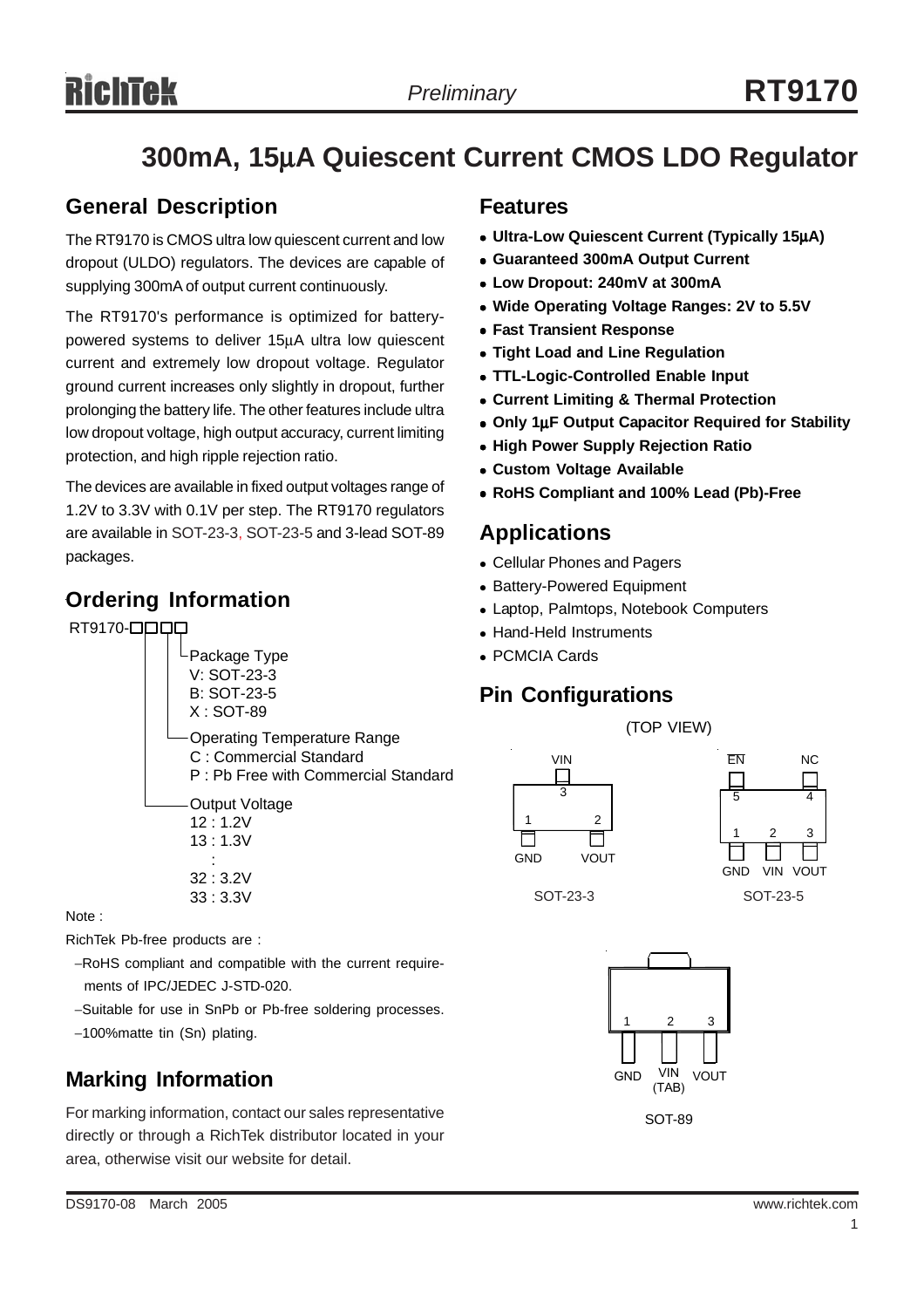# 300mA, 15μA Quiescent Current CMOS LDO Regulator

## General Description

The RT9170 is CMOS ultra low quiescent current and low dropout (ULDO) regulators. The devices are capable of supplying 300mA of output current continuously.

The RT9170's performance is optimized for battery-powered systems to deliver 15μA ultra low quiescent current and extremely low dropout voltage. Regulator ground current increases only slightly in dropout, further prolonging the battery life. The other features include ultra low dropout voltage, high output accuracy, current limiting protection, and high ripple rejection ratio.

The devices are available in fixed output voltages range of 1.2V to 3.3V with 0.1V per step. The RT9170 regulators are available in SOT-23-3, SOT-23-5 and 3-lead SOT-89 packages.

## Ordering Information

RT9170-□□□□

- Package Type
  - V: SOT-23-3
  - B: SOT-23-5
  - X : SOT-89
- Operating Temperature Range
  - C : Commercial Standard
  - P : Pb Free with Commercial Standard
- Output Voltage
  - 12 : 1.2V
  - 13 : 1.3V
  - :
  - 32 : 3.2V
  - 33 : 3.3V

Note :

RichTek Pb-free products are :

- −RoHS compliant and compatible with the current requirements of IPC/JEDEC J-STD-020.
- −Suitable for use in SnPb or Pb-free soldering processes.
- −100%matte tin (Sn) plating.

## Marking Information

For marking information, contact our sales representative directly or through a RichTek distributor located in your area, otherwise visit our website for detail.

## Features

- **Ultra-Low Quiescent Current (Typically 15μA)**
- **Guaranteed 300mA Output Current**
- **Low Dropout: 240mV at 300mA**
- **Wide Operating Voltage Ranges: 2V to 5.5V**
- **Fast Transient Response**
- **Tight Load and Line Regulation**
- **TTL-Logic-Controlled Enable Input**
- **Current Limiting & Thermal Protection**
- **Only 1μF Output Capacitor Required for Stability**
- **High Power Supply Rejection Ratio**
- **Custom Voltage Available**
- **RoHS Compliant and 100% Lead (Pb)-Free**

## Applications

- Cellular Phones and Pagers
- Battery-Powered Equipment
- Laptop, Palmtops, Notebook Computers
- Hand-Held Instruments
- PCMCIA Cards

## Pin Configurations

(TOP VIEW)

SOT-23-3: 1 – GND, 2 – VOUT, 3 – VIN

SOT-23-5: 1 – GND, 2 – VIN, 3 – VOUT, 4 – NC, 5 – $\overline{EN}$

SOT-89: 1 – GND, 2 – VIN (TAB), 3 – VOUT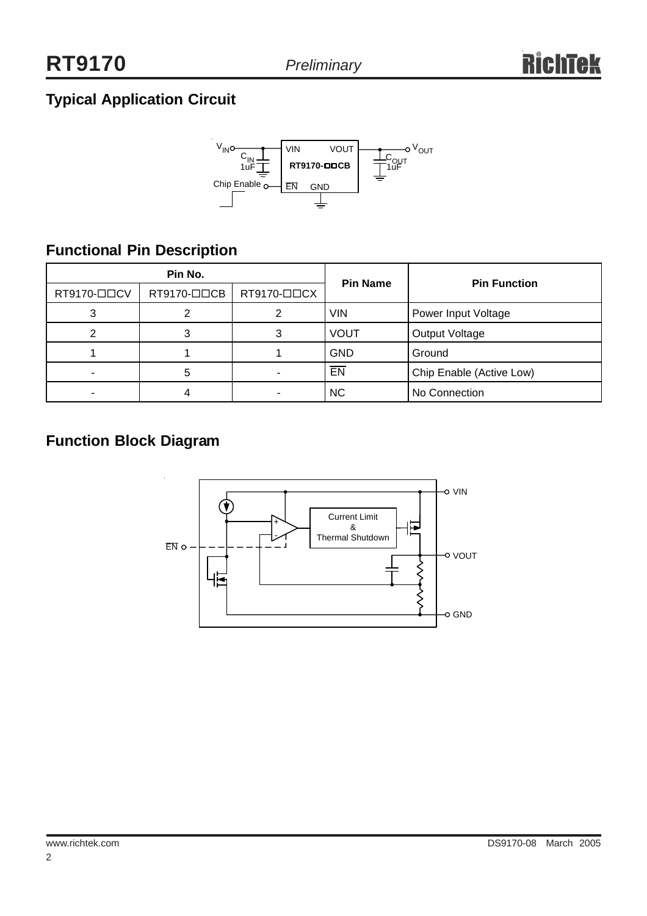## Typical Application Circuit

## Functional Pin Description

| Pin No. | | | Pin Name | Pin Function |
|---|---|---|---|---|
| RT9170-□□CV | RT9170-□□CB | RT9170-□□CX | | |
| 3 | 2 | 2 | VIN | Power Input Voltage |
| 2 | 3 | 3 | VOUT | Output Voltage |
| 1 | 1 | 1 | GND | Ground |
| - | 5 | - | $\overline{EN}$ | Chip Enable (Active Low) |
| - | 4 | - | NC | No Connection |

## Function Block Diagram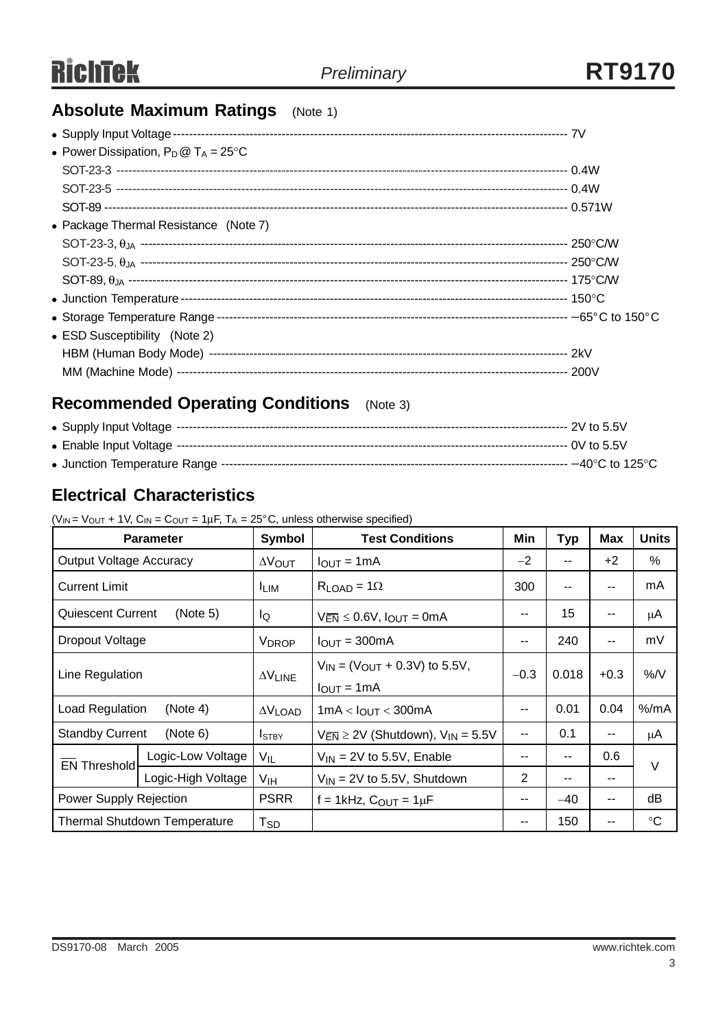## Absolute Maximum Ratings (Note 1)

- Supply Input Voltage ------------------------------------------------------------------------------------------------ 7V
- Power Dissipation, $P_D$ @ $T_A$ = 25°C
  SOT-23-3 ------------------------------------------------------------------------------------------------ 0.4W
  SOT-23-5 ------------------------------------------------------------------------------------------------ 0.4W
  SOT-89 ------------------------------------------------------------------------------------------------ 0.571W
- Package Thermal Resistance (Note 7)
  SOT-23-3, $\theta_{JA}$ ------------------------------------------------------------------------------------------------ 250°C/W
  SOT-23-5, $\theta_{JA}$ ------------------------------------------------------------------------------------------------ 250°C/W
  SOT-89, $\theta_{JA}$ ------------------------------------------------------------------------------------------------ 175°C/W
- Junction Temperature ------------------------------------------------------------------------------------------------ 150°C
- Storage Temperature Range ------------------------------------------------------------------------------------------------ −65°C to 150°C
- ESD Susceptibility (Note 2)
  HBM (Human Body Mode) ------------------------------------------------------------------------------------------------ 2kV
  MM (Machine Mode) ------------------------------------------------------------------------------------------------ 200V

## Recommended Operating Conditions (Note 3)

- Supply Input Voltage ------------------------------------------------------------------------------------------------ 2V to 5.5V
- Enable Input Voltage ------------------------------------------------------------------------------------------------ 0V to 5.5V
- Junction Temperature Range ------------------------------------------------------------------------------------------------ −40°C to 125°C

## Electrical Characteristics

($V_{IN}$ = $V_{OUT}$ + 1V, $C_{IN}$ = $C_{OUT}$ = 1μF, $T_A$ = 25°C, unless otherwise specified)

| Parameter | | Symbol | Test Conditions | Min | Typ | Max | Units |
|---|---|---|---|---|---|---|---|
| Output Voltage Accuracy | | $\Delta V_{OUT}$ | $I_{OUT}$ = 1mA | −2 | -- | +2 | % |
| Current Limit | | $I_{LIM}$ | $R_{LOAD}$ = 1Ω | 300 | -- | -- | mA |
| Quiescent Current (Note 5) | | $I_Q$ | $V_{\overline{EN}} \leq 0.6V$, $I_{OUT}$ = 0mA | -- | 15 | -- | μA |
| Dropout Voltage | | $V_{DROP}$ | $I_{OUT}$ = 300mA | -- | 240 | -- | mV |
| Line Regulation | | $\Delta V_{LINE}$ | $V_{IN}$ = ($V_{OUT}$ + 0.3V) to 5.5V, $I_{OUT}$ = 1mA | −0.3 | 0.018 | +0.3 | %/V |
| Load Regulation (Note 4) | | $\Delta V_{LOAD}$ | 1mA < $I_{OUT}$ < 300mA | -- | 0.01 | 0.04 | %/mA |
| Standby Current (Note 6) | | $I_{STBY}$ | $V_{\overline{EN}} \geq 2V$ (Shutdown), $V_{IN}$ = 5.5V | -- | 0.1 | -- | μA |
| $\overline{EN}$ Threshold | Logic-Low Voltage | $V_{IL}$ | $V_{IN}$ = 2V to 5.5V, Enable | -- | -- | 0.6 | V |
| | Logic-High Voltage | $V_{IH}$ | $V_{IN}$ = 2V to 5.5V, Shutdown | 2 | -- | -- | |
| Power Supply Rejection | | PSRR | f = 1kHz, $C_{OUT}$ = 1μF | -- | −40 | -- | dB |
| Thermal Shutdown Temperature | | $T_{SD}$ | | -- | 150 | -- | °C |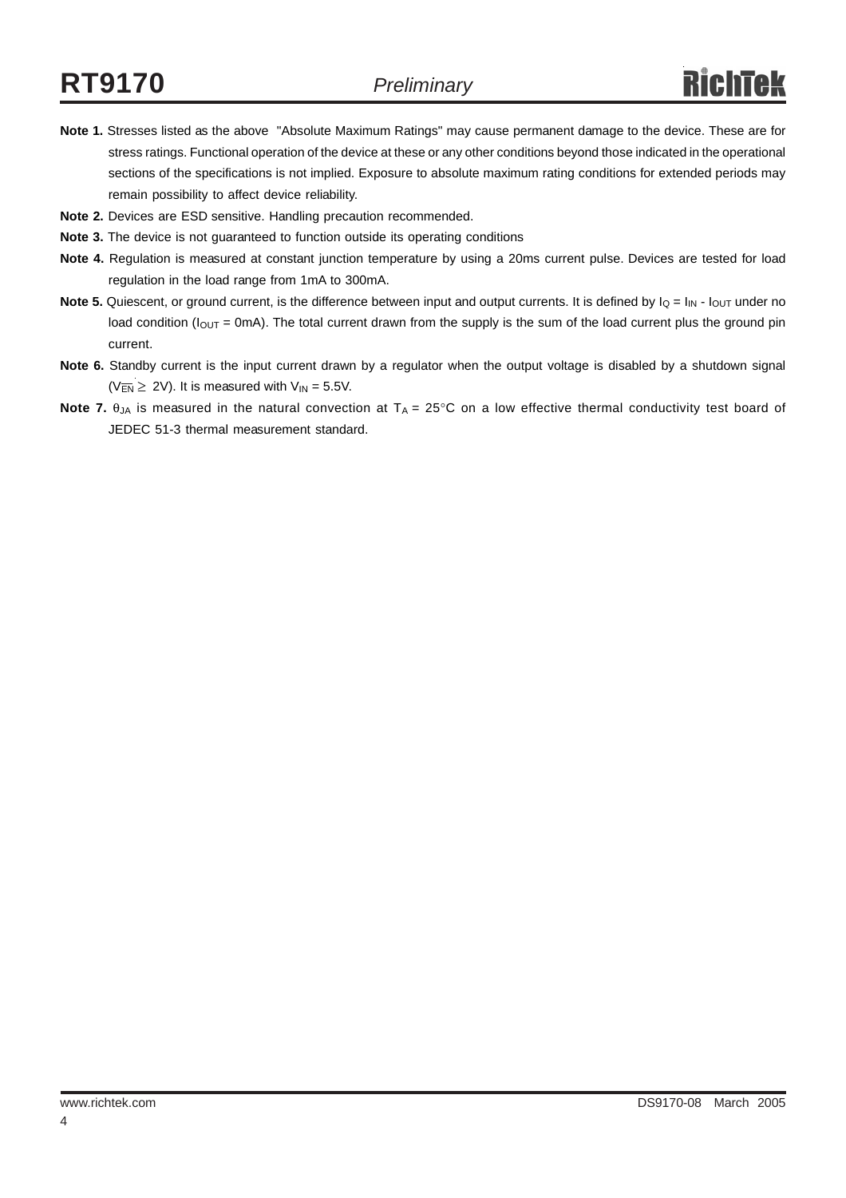**Note 1.** Stresses listed as the above "Absolute Maximum Ratings" may cause permanent damage to the device. These are for stress ratings. Functional operation of the device at these or any other conditions beyond those indicated in the operational sections of the specifications is not implied. Exposure to absolute maximum rating conditions for extended periods may remain possibility to affect device reliability.

**Note 2.** Devices are ESD sensitive. Handling precaution recommended.

**Note 3.** The device is not guaranteed to function outside its operating conditions

**Note 4.** Regulation is measured at constant junction temperature by using a 20ms current pulse. Devices are tested for load regulation in the load range from 1mA to 300mA.

**Note 5.** Quiescent, or ground current, is the difference between input and output currents. It is defined by $I_Q = I_{IN} - I_{OUT}$ under no load condition ($I_{OUT}$ = 0mA). The total current drawn from the supply is the sum of the load current plus the ground pin current.

**Note 6.** Standby current is the input current drawn by a regulator when the output voltage is disabled by a shutdown signal ($V_{\overline{EN}} \geq$ 2V). It is measured with $V_{IN}$ = 5.5V.

**Note 7.** $\theta_{JA}$ is measured in the natural convection at $T_A$ = 25°C on a low effective thermal conductivity test board of JEDEC 51-3 thermal measurement standard.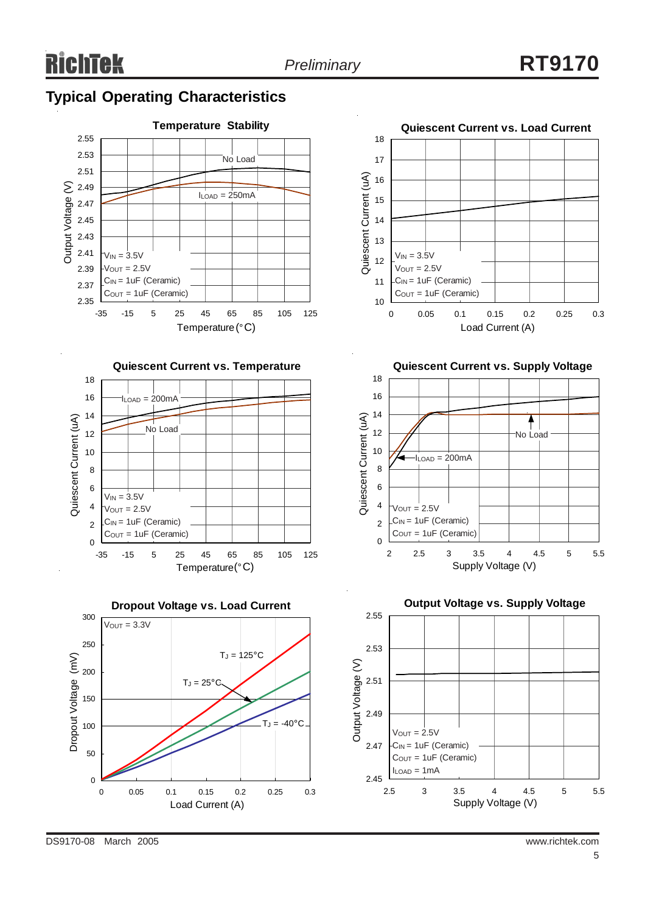## Typical Operating Characteristics

**Temperature Stability**

Output Voltage (V) vs. Temperature (°C)

No Load

$I_{LOAD}$ = 250mA

$V_{IN}$ = 3.5V
$V_{OUT}$ = 2.5V
$C_{IN}$ = 1uF (Ceramic)
$C_{OUT}$ = 1uF (Ceramic)

**Quiescent Current vs. Load Current**

Quiescent Current (uA) vs. Load Current (A)

$V_{IN}$ = 3.5V
$V_{OUT}$ = 2.5V
$C_{IN}$ = 1uF (Ceramic)
$C_{OUT}$ = 1uF (Ceramic)

**Quiescent Current vs. Temperature**

Quiescent Current (uA) vs. Temperature (°C)

$I_{LOAD}$ = 200mA

No Load

$V_{IN}$ = 3.5V
$V_{OUT}$ = 2.5V
$C_{IN}$ = 1uF (Ceramic)
$C_{OUT}$ = 1uF (Ceramic)

**Quiescent Current vs. Supply Voltage**

Quiescent Current (uA) vs. Supply Voltage (V)

No Load

$I_{LOAD}$ = 200mA

$V_{OUT}$ = 2.5V
$C_{IN}$ = 1uF (Ceramic)
$C_{OUT}$ = 1uF (Ceramic)

**Dropout Voltage vs. Load Current**

Dropout Voltage (mV) vs. Load Current (A)

$V_{OUT}$ = 3.3V

$T_J$ = 125°C

$T_J$ = 25°C

$T_J$ = -40°C

**Output Voltage vs. Supply Voltage**

Output Voltage (V) vs. Supply Voltage (V)

$V_{OUT}$ = 2.5V
$C_{IN}$ = 1uF (Ceramic)
$C_{OUT}$ = 1uF (Ceramic)
$I_{LOAD}$ = 1mA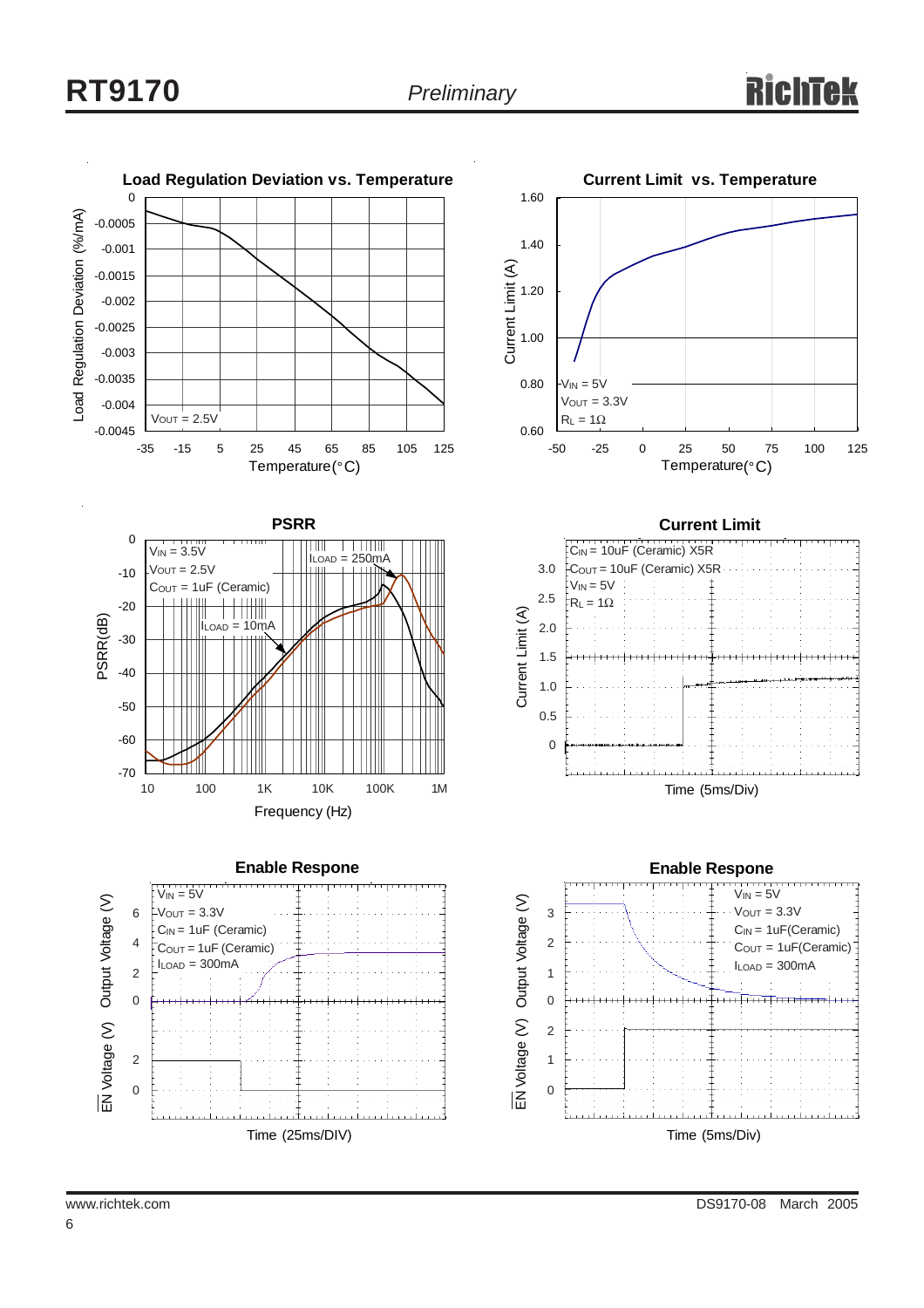**Load Regulation Deviation vs. Temperature**

Load Regulation Deviation (%/mA) vs. Temperature (°C)

$V_{OUT}$ = 2.5V

**Current Limit vs. Temperature**

Current Limit (A) vs. Temperature (°C)

$V_{IN}$ = 5V
$V_{OUT}$ = 3.3V
$R_L$ = 1Ω

**PSRR**

PSRR(dB) vs. Frequency (Hz)

$V_{IN}$ = 3.5V
$V_{OUT}$ = 2.5V
$C_{OUT}$ = 1uF (Ceramic)
$I_{LOAD}$ = 10mA
$I_{LOAD}$ = 250mA

**Current Limit**

Current Limit (A) vs. Time (5ms/Div)

$C_{IN}$ = 10uF (Ceramic) X5R
$C_{OUT}$ = 10uF (Ceramic) X5R
$V_{IN}$ = 5V
$R_L$ = 1Ω

**Enable Respone**

Output Voltage (V) / $\overline{EN}$ Voltage (V) vs. Time (25ms/DIV)

$V_{IN}$ = 5V
$V_{OUT}$ = 3.3V
$C_{IN}$ = 1uF (Ceramic)
$C_{OUT}$ = 1uF (Ceramic)
$I_{LOAD}$ = 300mA

**Enable Respone**

Output Voltage (V) / $\overline{EN}$ Voltage (V) vs. Time (5ms/Div)

$V_{IN}$ = 5V
$V_{OUT}$ = 3.3V
$C_{IN}$ = 1uF(Ceramic)
$C_{OUT}$ = 1uF(Ceramic)
$I_{LOAD}$ = 300mA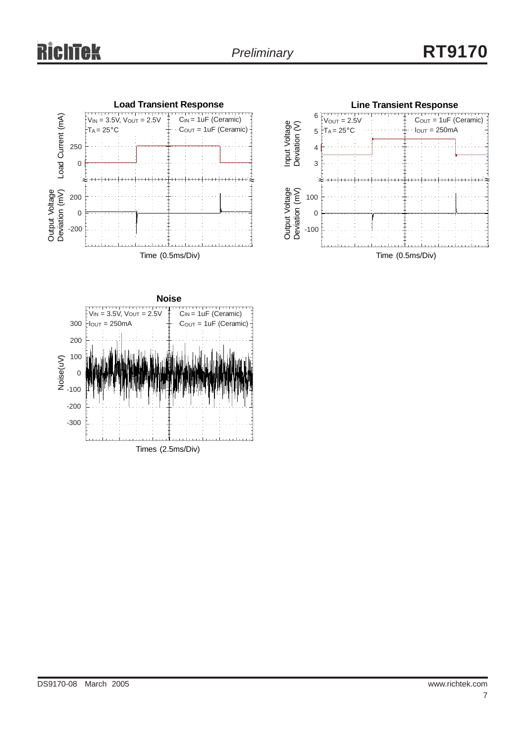### Load Transient Response

$V_{IN}$ = 3.5V, $V_{OUT}$ = 2.5V
$T_A$ = 25°C
$C_{IN}$ = 1uF (Ceramic)
$C_{OUT}$ = 1uF (Ceramic)

Load Current (mA): 250, 0

Output Voltage Deviation (mV): 200, 0, -200

Time (0.5ms/Div)

### Line Transient Response

$V_{OUT}$ = 2.5V
$T_A$ = 25°C
$C_{OUT}$ = 1uF (Ceramic)
$I_{OUT}$ = 250mA

Input Voltage Deviation (V): 6, 5, 4, 3

Output Voltage Deviation (mV): 100, 0, -100

Time (0.5ms/Div)

### Noise

$V_{IN}$ = 3.5V, $V_{OUT}$ = 2.5V
$I_{OUT}$ = 250mA
$C_{IN}$ = 1uF (Ceramic)
$C_{OUT}$ = 1uF (Ceramic)

Noise(uV): 300, 200, 100, 0, -100, -200, -300

Times (2.5ms/Div)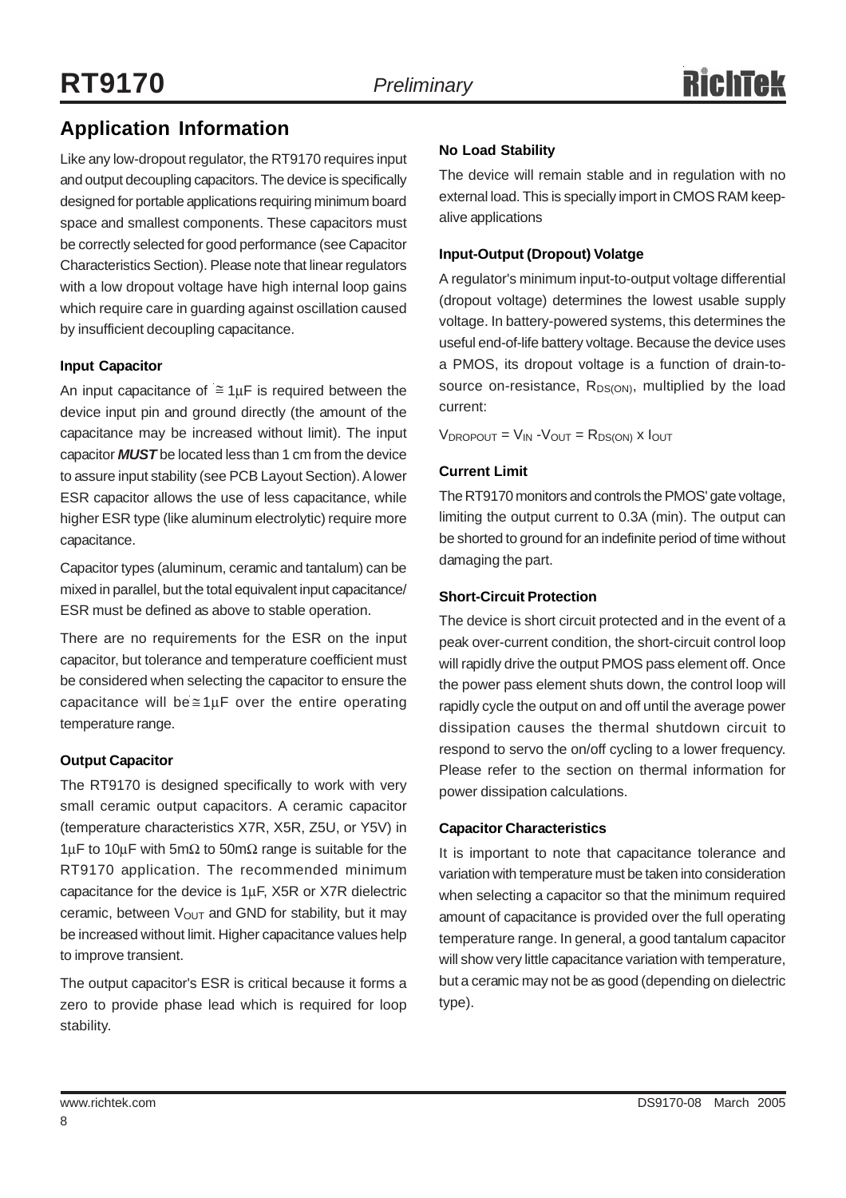## Application Information

Like any low-dropout regulator, the RT9170 requires input and output decoupling capacitors. The device is specifically designed for portable applications requiring minimum board space and smallest components. These capacitors must be correctly selected for good performance (see Capacitor Characteristics Section). Please note that linear regulators with a low dropout voltage have high internal loop gains which require care in guarding against oscillation caused by insufficient decoupling capacitance.

### Input Capacitor

An input capacitance of $\cong$ 1μF is required between the device input pin and ground directly (the amount of the capacitance may be increased without limit). The input capacitor ***MUST*** be located less than 1 cm from the device to assure input stability (see PCB Layout Section). A lower ESR capacitor allows the use of less capacitance, while higher ESR type (like aluminum electrolytic) require more capacitance.

Capacitor types (aluminum, ceramic and tantalum) can be mixed in parallel, but the total equivalent input capacitance/ ESR must be defined as above to stable operation.

There are no requirements for the ESR on the input capacitor, but tolerance and temperature coefficient must be considered when selecting the capacitor to ensure the capacitance will be $\cong$ 1μF over the entire operating temperature range.

### Output Capacitor

The RT9170 is designed specifically to work with very small ceramic output capacitors. A ceramic capacitor (temperature characteristics X7R, X5R, Z5U, or Y5V) in 1μF to 10μF with 5mΩ to 50mΩ range is suitable for the RT9170 application. The recommended minimum capacitance for the device is 1μF, X5R or X7R dielectric ceramic, between $V_{OUT}$ and GND for stability, but it may be increased without limit. Higher capacitance values help to improve transient.

The output capacitor's ESR is critical because it forms a zero to provide phase lead which is required for loop stability.

### No Load Stability

The device will remain stable and in regulation with no external load. This is specially import in CMOS RAM keep-alive applications

### Input-Output (Dropout) Volatge

A regulator's minimum input-to-output voltage differential (dropout voltage) determines the lowest usable supply voltage. In battery-powered systems, this determines the useful end-of-life battery voltage. Because the device uses a PMOS, its dropout voltage is a function of drain-to-source on-resistance, $R_{DS(ON)}$, multiplied by the load current:

$V_{DROPOUT} = V_{IN} - V_{OUT} = R_{DS(ON)} \times I_{OUT}$

### Current Limit

The RT9170 monitors and controls the PMOS' gate voltage, limiting the output current to 0.3A (min). The output can be shorted to ground for an indefinite period of time without damaging the part.

### Short-Circuit Protection

The device is short circuit protected and in the event of a peak over-current condition, the short-circuit control loop will rapidly drive the output PMOS pass element off. Once the power pass element shuts down, the control loop will rapidly cycle the output on and off until the average power dissipation causes the thermal shutdown circuit to respond to servo the on/off cycling to a lower frequency. Please refer to the section on thermal information for power dissipation calculations.

### Capacitor Characteristics

It is important to note that capacitance tolerance and variation with temperature must be taken into consideration when selecting a capacitor so that the minimum required amount of capacitance is provided over the full operating temperature range. In general, a good tantalum capacitor will show very little capacitance variation with temperature, but a ceramic may not be as good (depending on dielectric type).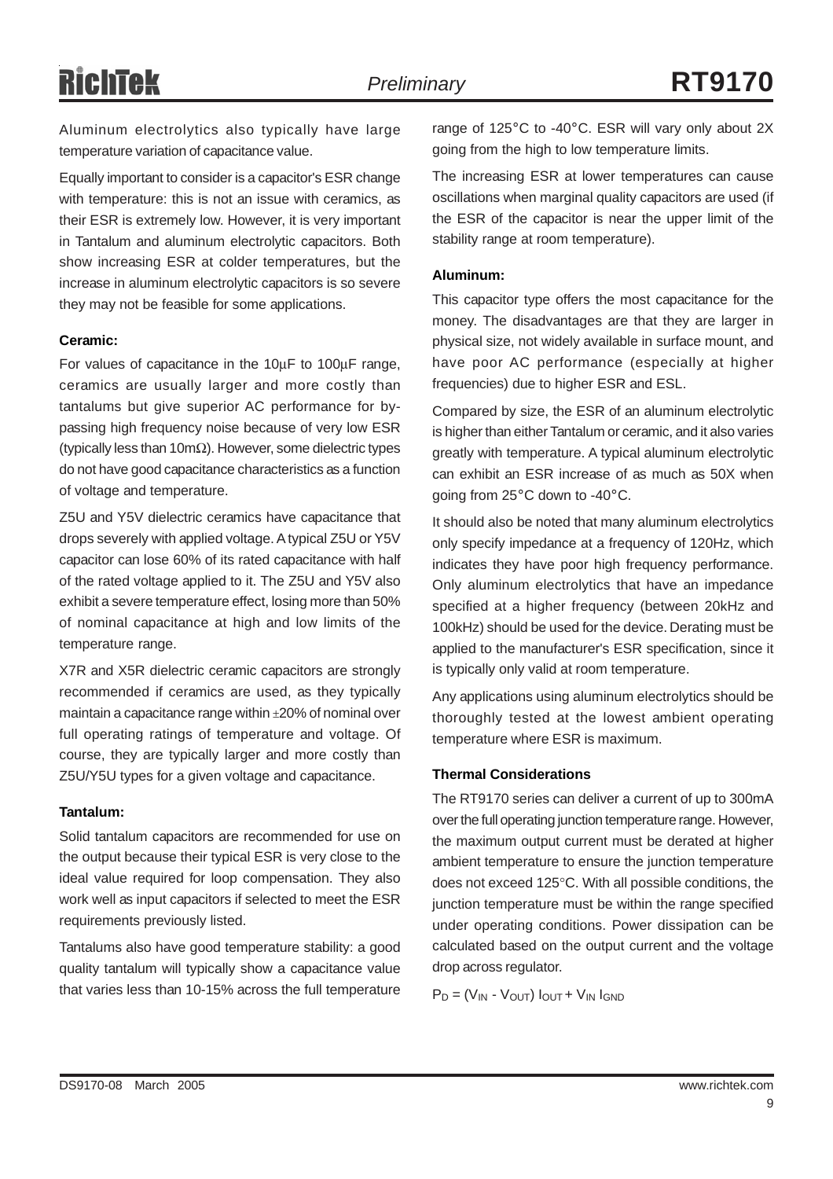Aluminum electrolytics also typically have large temperature variation of capacitance value.

Equally important to consider is a capacitor's ESR change with temperature: this is not an issue with ceramics, as their ESR is extremely low. However, it is very important in Tantalum and aluminum electrolytic capacitors. Both show increasing ESR at colder temperatures, but the increase in aluminum electrolytic capacitors is so severe they may not be feasible for some applications.

**Ceramic:**

For values of capacitance in the 10μF to 100μF range, ceramics are usually larger and more costly than tantalums but give superior AC performance for by-passing high frequency noise because of very low ESR (typically less than 10mΩ). However, some dielectric types do not have good capacitance characteristics as a function of voltage and temperature.

Z5U and Y5V dielectric ceramics have capacitance that drops severely with applied voltage. A typical Z5U or Y5V capacitor can lose 60% of its rated capacitance with half of the rated voltage applied to it. The Z5U and Y5V also exhibit a severe temperature effect, losing more than 50% of nominal capacitance at high and low limits of the temperature range.

X7R and X5R dielectric ceramic capacitors are strongly recommended if ceramics are used, as they typically maintain a capacitance range within ±20% of nominal over full operating ratings of temperature and voltage. Of course, they are typically larger and more costly than Z5U/Y5U types for a given voltage and capacitance.

**Tantalum:**

Solid tantalum capacitors are recommended for use on the output because their typical ESR is very close to the ideal value required for loop compensation. They also work well as input capacitors if selected to meet the ESR requirements previously listed.

Tantalums also have good temperature stability: a good quality tantalum will typically show a capacitance value that varies less than 10-15% across the full temperature range of 125°C to -40°C. ESR will vary only about 2X going from the high to low temperature limits.

The increasing ESR at lower temperatures can cause oscillations when marginal quality capacitors are used (if the ESR of the capacitor is near the upper limit of the stability range at room temperature).

**Aluminum:**

This capacitor type offers the most capacitance for the money. The disadvantages are that they are larger in physical size, not widely available in surface mount, and have poor AC performance (especially at higher frequencies) due to higher ESR and ESL.

Compared by size, the ESR of an aluminum electrolytic is higher than either Tantalum or ceramic, and it also varies greatly with temperature. A typical aluminum electrolytic can exhibit an ESR increase of as much as 50X when going from 25°C down to -40°C.

It should also be noted that many aluminum electrolytics only specify impedance at a frequency of 120Hz, which indicates they have poor high frequency performance. Only aluminum electrolytics that have an impedance specified at a higher frequency (between 20kHz and 100kHz) should be used for the device. Derating must be applied to the manufacturer's ESR specification, since it is typically only valid at room temperature.

Any applications using aluminum electrolytics should be thoroughly tested at the lowest ambient operating temperature where ESR is maximum.

**Thermal Considerations**

The RT9170 series can deliver a current of up to 300mA over the full operating junction temperature range. However, the maximum output current must be derated at higher ambient temperature to ensure the junction temperature does not exceed 125°C. With all possible conditions, the junction temperature must be within the range specified under operating conditions. Power dissipation can be calculated based on the output current and the voltage drop across regulator.

$$P_D = (V_{IN} - V_{OUT})\ I_{OUT} + V_{IN}\ I_{GND}$$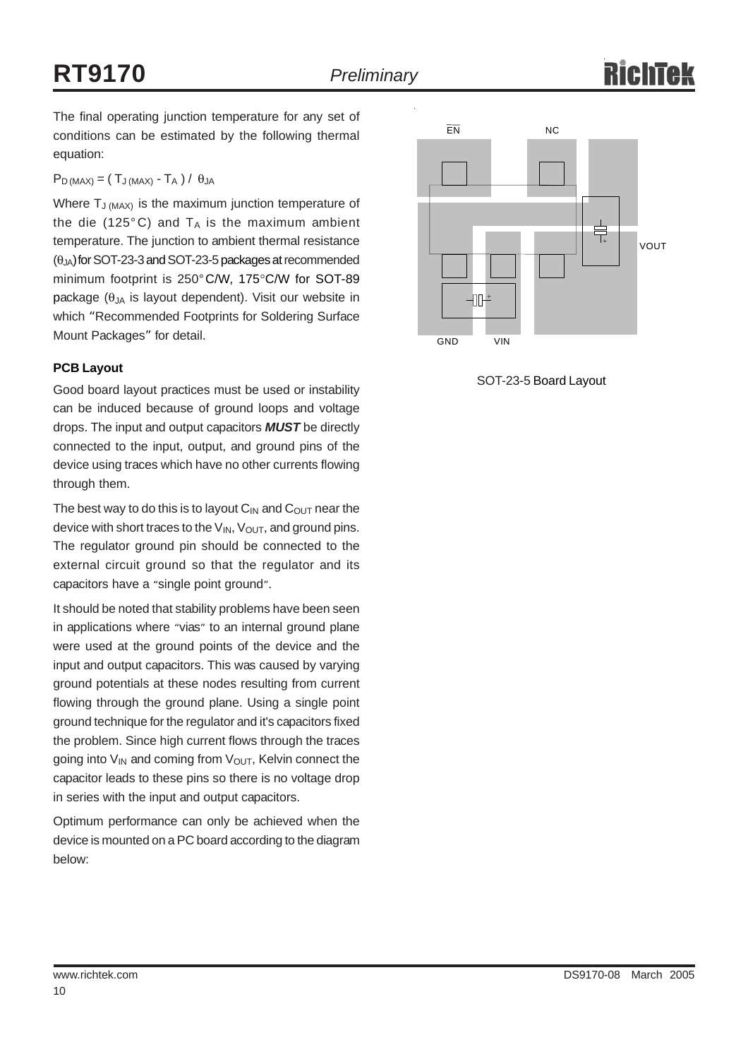The final operating junction temperature for any set of conditions can be estimated by the following thermal equation:

$P_{D(MAX)} = (T_{J(MAX)} - T_A) / \theta_{JA}$

Where $T_{J(MAX)}$ is the maximum junction temperature of the die (125°C) and $T_A$ is the maximum ambient temperature. The junction to ambient thermal resistance ($\theta_{JA}$) for SOT-23-3 and SOT-23-5 packages at recommended minimum footprint is 250°C/W, 175°C/W for SOT-89 package ($\theta_{JA}$ is layout dependent). Visit our website in which "Recommended Footprints for Soldering Surface Mount Packages" for detail.

**PCB Layout**

Good board layout practices must be used or instability can be induced because of ground loops and voltage drops. The input and output capacitors ***MUST*** be directly connected to the input, output, and ground pins of the device using traces which have no other currents flowing through them.

The best way to do this is to layout $C_{IN}$ and $C_{OUT}$ near the device with short traces to the $V_{IN}$, $V_{OUT}$, and ground pins. The regulator ground pin should be connected to the external circuit ground so that the regulator and its capacitors have a "single point ground".

It should be noted that stability problems have been seen in applications where "vias" to an internal ground plane were used at the ground points of the device and the input and output capacitors. This was caused by varying ground potentials at these nodes resulting from current flowing through the ground plane. Using a single point ground technique for the regulator and it's capacitors fixed the problem. Since high current flows through the traces going into $V_{IN}$ and coming from $V_{OUT}$, Kelvin connect the capacitor leads to these pins so there is no voltage drop in series with the input and output capacitors.

Optimum performance can only be achieved when the device is mounted on a PC board according to the diagram below:

$\overline{EN}$ NC VOUT GND VIN

SOT-23-5 Board Layout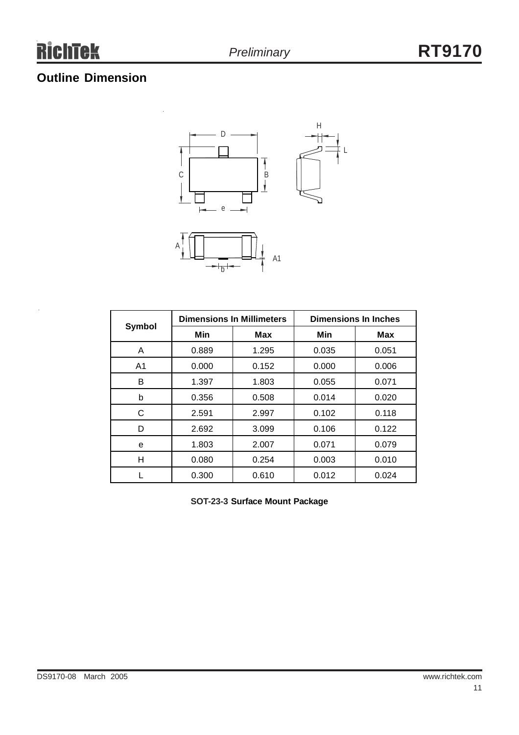## Outline Dimension

| Symbol | Dimensions In Millimeters | | Dimensions In Inches | |
|---|---|---|---|---|
| | Min | Max | Min | Max |
| A | 0.889 | 1.295 | 0.035 | 0.051 |
| A1 | 0.000 | 0.152 | 0.000 | 0.006 |
| B | 1.397 | 1.803 | 0.055 | 0.071 |
| b | 0.356 | 0.508 | 0.014 | 0.020 |
| C | 2.591 | 2.997 | 0.102 | 0.118 |
| D | 2.692 | 3.099 | 0.106 | 0.122 |
| e | 1.803 | 2.007 | 0.071 | 0.079 |
| H | 0.080 | 0.254 | 0.003 | 0.010 |
| L | 0.300 | 0.610 | 0.012 | 0.024 |

**SOT-23-3 Surface Mount Package**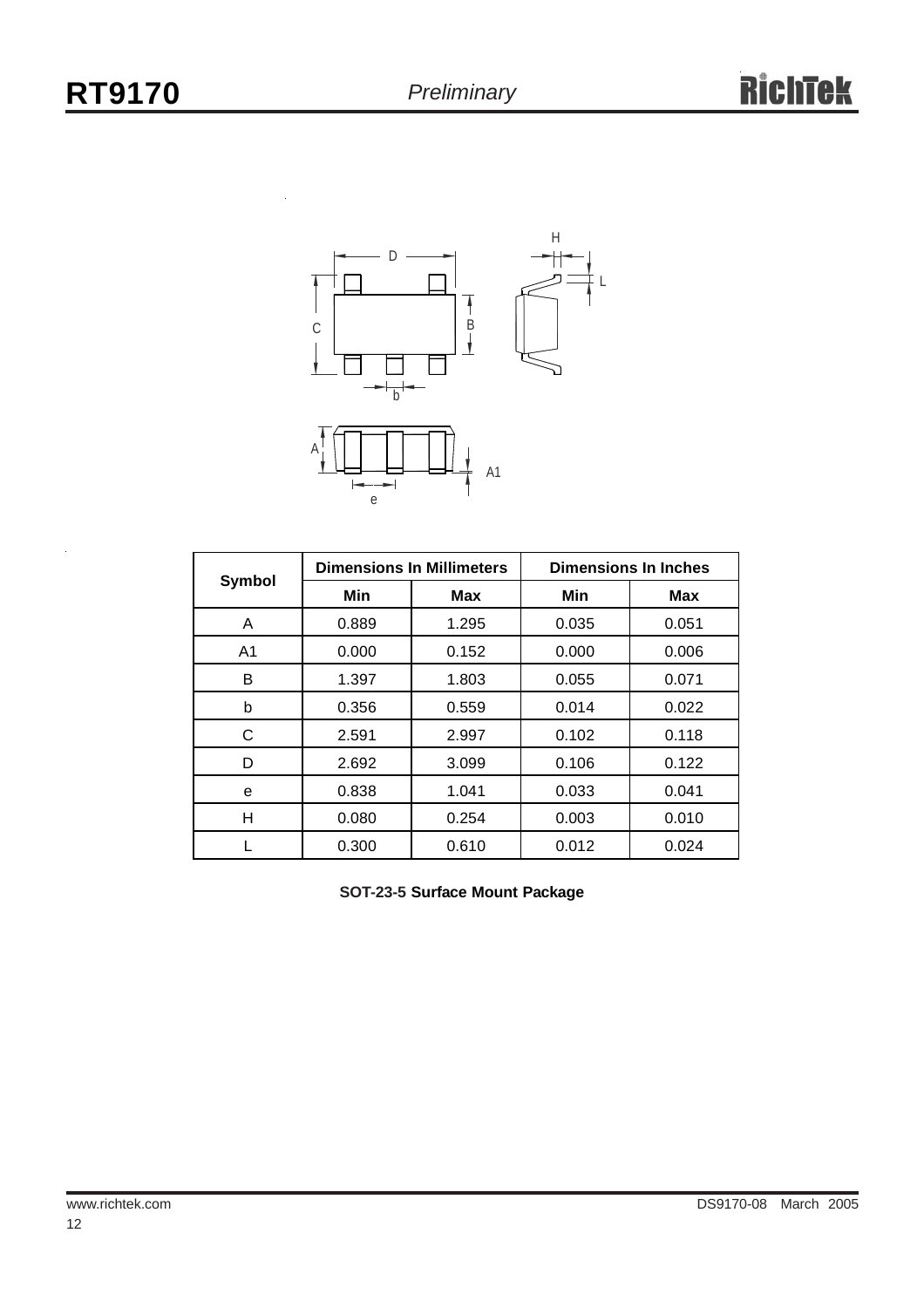| Symbol | Dimensions In Millimeters | | Dimensions In Inches | |
|---|---|---|---|---|
| | Min | Max | Min | Max |
| A | 0.889 | 1.295 | 0.035 | 0.051 |
| A1 | 0.000 | 0.152 | 0.000 | 0.006 |
| B | 1.397 | 1.803 | 0.055 | 0.071 |
| b | 0.356 | 0.559 | 0.014 | 0.022 |
| C | 2.591 | 2.997 | 0.102 | 0.118 |
| D | 2.692 | 3.099 | 0.106 | 0.122 |
| e | 0.838 | 1.041 | 0.033 | 0.041 |
| H | 0.080 | 0.254 | 0.003 | 0.010 |
| L | 0.300 | 0.610 | 0.012 | 0.024 |

**SOT-23-5 Surface Mount Package**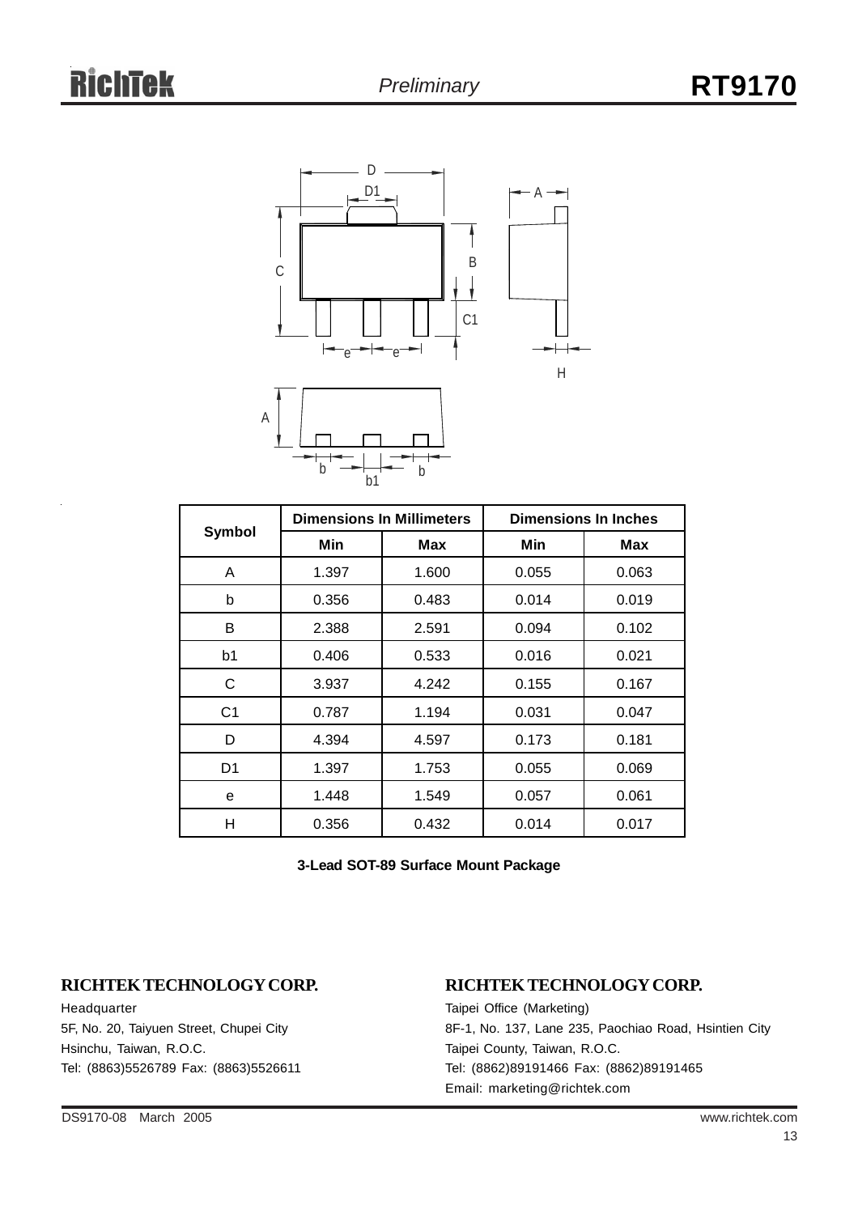| Symbol | Dimensions In Millimeters | | Dimensions In Inches | |
|---|---|---|---|---|
| | Min | Max | Min | Max |
| A | 1.397 | 1.600 | 0.055 | 0.063 |
| b | 0.356 | 0.483 | 0.014 | 0.019 |
| B | 2.388 | 2.591 | 0.094 | 0.102 |
| b1 | 0.406 | 0.533 | 0.016 | 0.021 |
| C | 3.937 | 4.242 | 0.155 | 0.167 |
| C1 | 0.787 | 1.194 | 0.031 | 0.047 |
| D | 4.394 | 4.597 | 0.173 | 0.181 |
| D1 | 1.397 | 1.753 | 0.055 | 0.069 |
| e | 1.448 | 1.549 | 0.057 | 0.061 |
| H | 0.356 | 0.432 | 0.014 | 0.017 |

**3-Lead SOT-89 Surface Mount Package**

**RICHTEK TECHNOLOGY CORP.**

Headquarter
5F, No. 20, Taiyuen Street, Chupei City
Hsinchu, Taiwan, R.O.C.
Tel: (8863)5526789 Fax: (8863)5526611

**RICHTEK TECHNOLOGY CORP.**

Taipei Office (Marketing)
8F-1, No. 137, Lane 235, Paochiao Road, Hsintien City
Taipei County, Taiwan, R.O.C.
Tel: (8862)89191466 Fax: (8862)89191465
Email: marketing@richtek.com